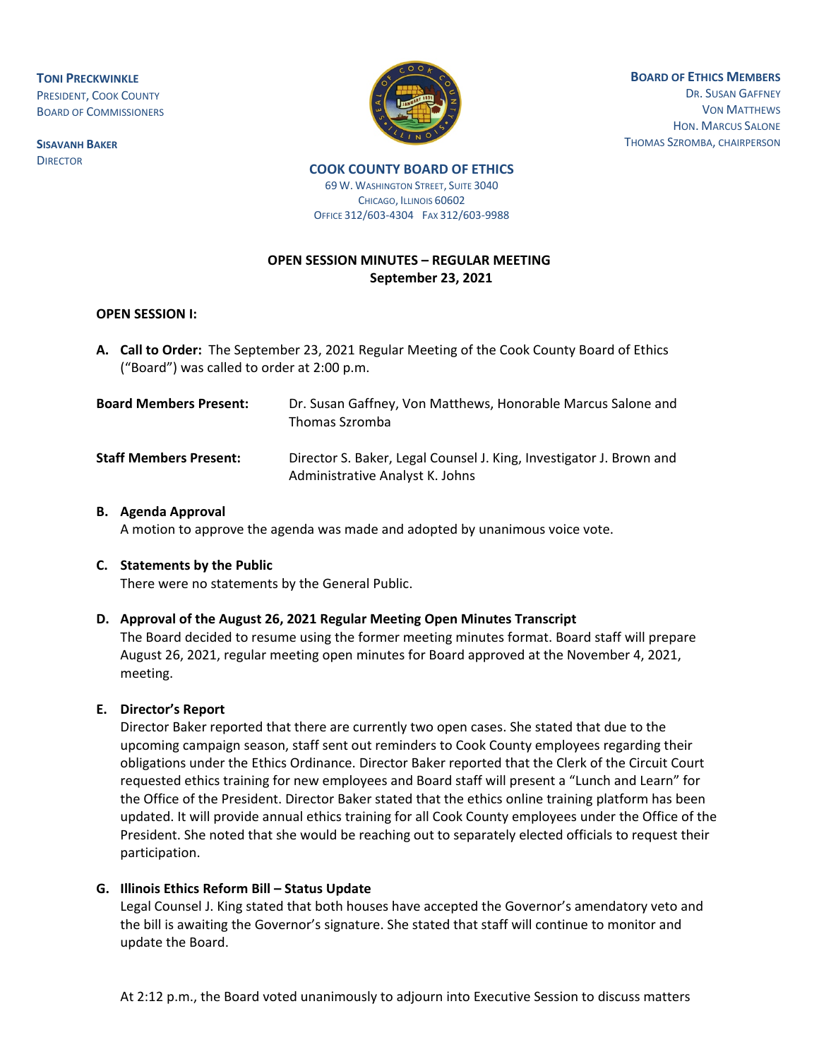**TONI PRECKWINKLE**
PRESIDENT, COOK COUNTY
BOARD OF COMMISSIONERS

**SISAVANH BAKER**
DIRECTOR

**BOARD OF ETHICS MEMBERS**
DR. SUSAN GAFFNEY
VON MATTHEWS
HON. MARCUS SALONE
THOMAS SZROMBA, CHAIRPERSON

**COOK COUNTY BOARD OF ETHICS**
69 W. WASHINGTON STREET, SUITE 3040
CHICAGO, ILLINOIS 60602
OFFICE 312/603-4304 FAX 312/603-9988

**OPEN SESSION MINUTES – REGULAR MEETING**
**September 23, 2021**

**OPEN SESSION I:**

**A. Call to Order:** The September 23, 2021 Regular Meeting of the Cook County Board of Ethics ("Board") was called to order at 2:00 p.m.

**Board Members Present:** Dr. Susan Gaffney, Von Matthews, Honorable Marcus Salone and Thomas Szromba

**Staff Members Present:** Director S. Baker, Legal Counsel J. King, Investigator J. Brown and Administrative Analyst K. Johns

**B. Agenda Approval**
A motion to approve the agenda was made and adopted by unanimous voice vote.

**C. Statements by the Public**
There were no statements by the General Public.

**D. Approval of the August 26, 2021 Regular Meeting Open Minutes Transcript**
The Board decided to resume using the former meeting minutes format. Board staff will prepare August 26, 2021, regular meeting open minutes for Board approved at the November 4, 2021, meeting.

**E. Director's Report**
Director Baker reported that there are currently two open cases. She stated that due to the upcoming campaign season, staff sent out reminders to Cook County employees regarding their obligations under the Ethics Ordinance. Director Baker reported that the Clerk of the Circuit Court requested ethics training for new employees and Board staff will present a "Lunch and Learn" for the Office of the President. Director Baker stated that the ethics online training platform has been updated. It will provide annual ethics training for all Cook County employees under the Office of the President. She noted that she would be reaching out to separately elected officials to request their participation.

**G. Illinois Ethics Reform Bill – Status Update**
Legal Counsel J. King stated that both houses have accepted the Governor's amendatory veto and the bill is awaiting the Governor's signature. She stated that staff will continue to monitor and update the Board.

At 2:12 p.m., the Board voted unanimously to adjourn into Executive Session to discuss matters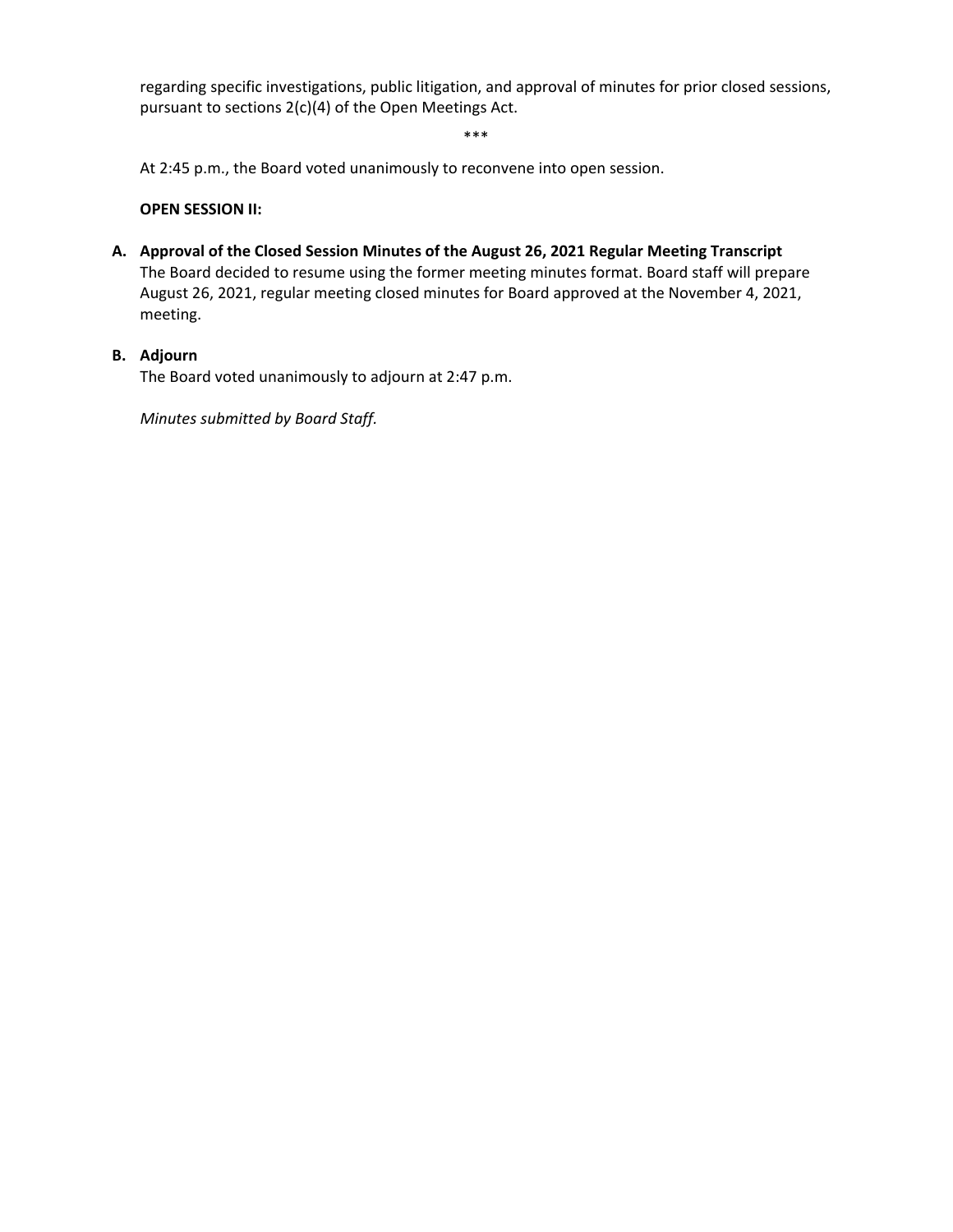regarding specific investigations, public litigation, and approval of minutes for prior closed sessions, pursuant to sections 2(c)(4) of the Open Meetings Act.

\*\*\*

At 2:45 p.m., the Board voted unanimously to reconvene into open session.

**OPEN SESSION II:**

**A. Approval of the Closed Session Minutes of the August 26, 2021 Regular Meeting Transcript**
The Board decided to resume using the former meeting minutes format. Board staff will prepare August 26, 2021, regular meeting closed minutes for Board approved at the November 4, 2021, meeting.

**B. Adjourn**
The Board voted unanimously to adjourn at 2:47 p.m.

*Minutes submitted by Board Staff.*